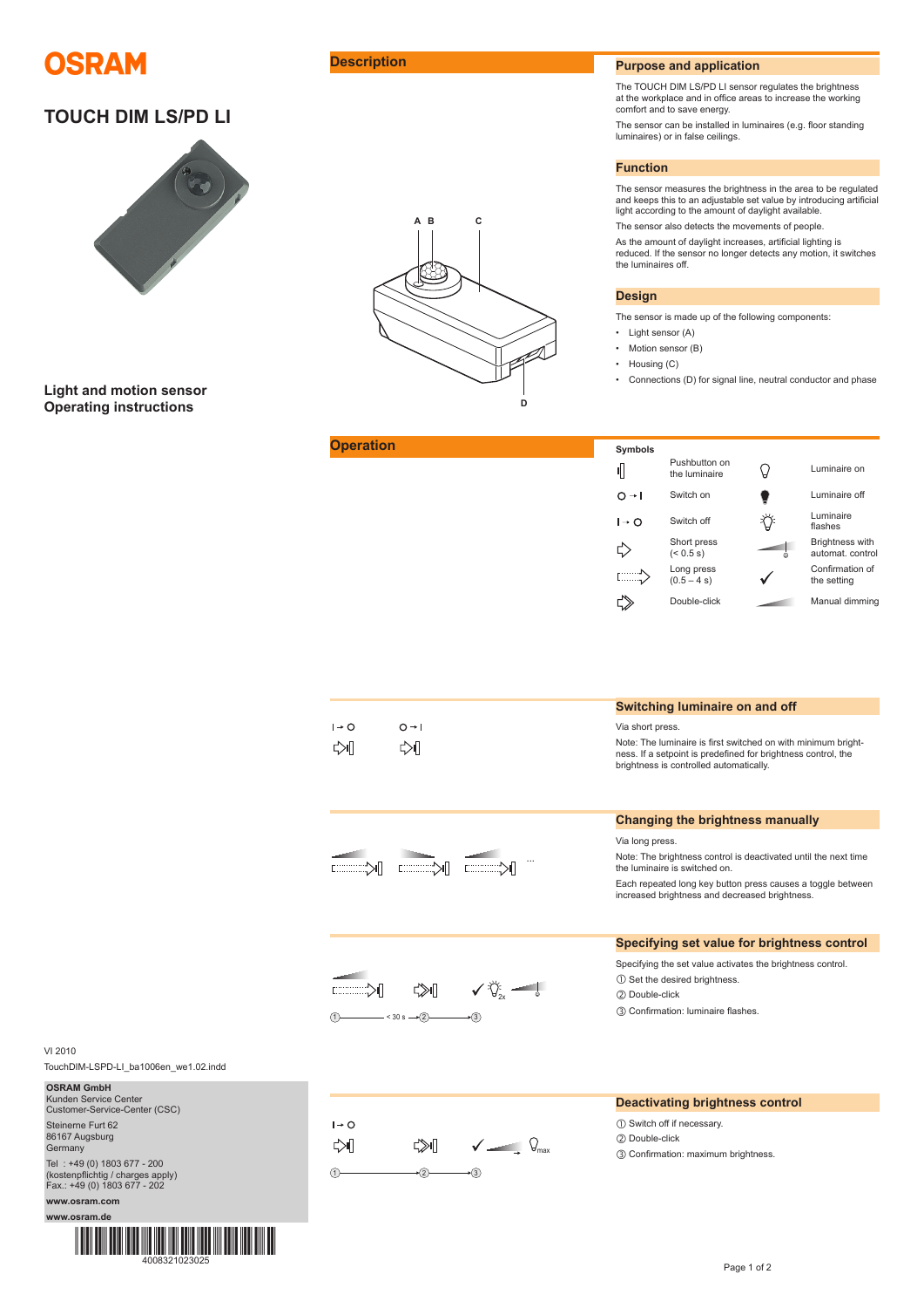# OSRAM

# TOUCH DIM LS/PD LI

**Light and motion sensor**
**Operating instructions**

## Description

A B C D

## Purpose and application

The TOUCH DIM LS/PD LI sensor regulates the brightness at the workplace and in office areas to increase the working comfort and to save energy.

The sensor can be installed in luminaires (e.g. floor standing luminaires) or in false ceilings.

## Function

The sensor measures the brightness in the area to be regulated and keeps this to an adjustable set value by introducing artificial light according to the amount of daylight available.

The sensor also detects the movements of people.

As the amount of daylight increases, artificial lighting is reduced. If the sensor no longer detects any motion, it switches the luminaires off.

## Design

The sensor is made up of the following components:

- Light sensor (A)
- Motion sensor (B)
- Housing (C)
- Connections (D) for signal line, neutral conductor and phase

## Operation

**Symbols**

| Symbol | Meaning | Symbol | Meaning |
|---|---|---|---|
| | Pushbutton on the luminaire | | Luminaire on |
| O → I | Switch on | | Luminaire off |
| I → O | Switch off | | Luminaire flashes |
| | Short press (< 0.5 s) | | Brightness with automat. control |
| | Long press (0.5 – 4 s) | ✓ | Confirmation of the setting |
| | Double-click | | Manual dimming |

### Switching luminaire on and off

I → O  O → I

Via short press.

Note: The luminaire is first switched on with minimum brightness. If a setpoint is predefined for brightness control, the brightness is controlled automatically.

### Changing the brightness manually

Via long press.

Note: The brightness control is deactivated until the next time the luminaire is switched on.

Each repeated long key button press causes a toggle between increased brightness and decreased brightness.

### Specifying set value for brightness control

① —— < 30 s → ② ——→ ③

Specifying the set value activates the brightness control.

① Set the desired brightness.

② Double-click

③ Confirmation: luminaire flashes.

### Deactivating brightness control

I → O

① ——→ ② ——→ ③

① Switch off if necessary.

② Double-click

③ Confirmation: maximum brightness.

VI 2010

TouchDIM-LSPD-LI_ba1006en_we1.02.indd

**OSRAM GmbH**
Kunden Service Center
Customer-Service-Center (CSC)

Steinerne Furt 62
86167 Augsburg
Germany

Tel : +49 (0) 1803 677 - 200
(kostenpflichtig / charges apply)
Fax.: +49 (0) 1803 677 - 202

**www.osram.com**

**www.osram.de**

4008321023025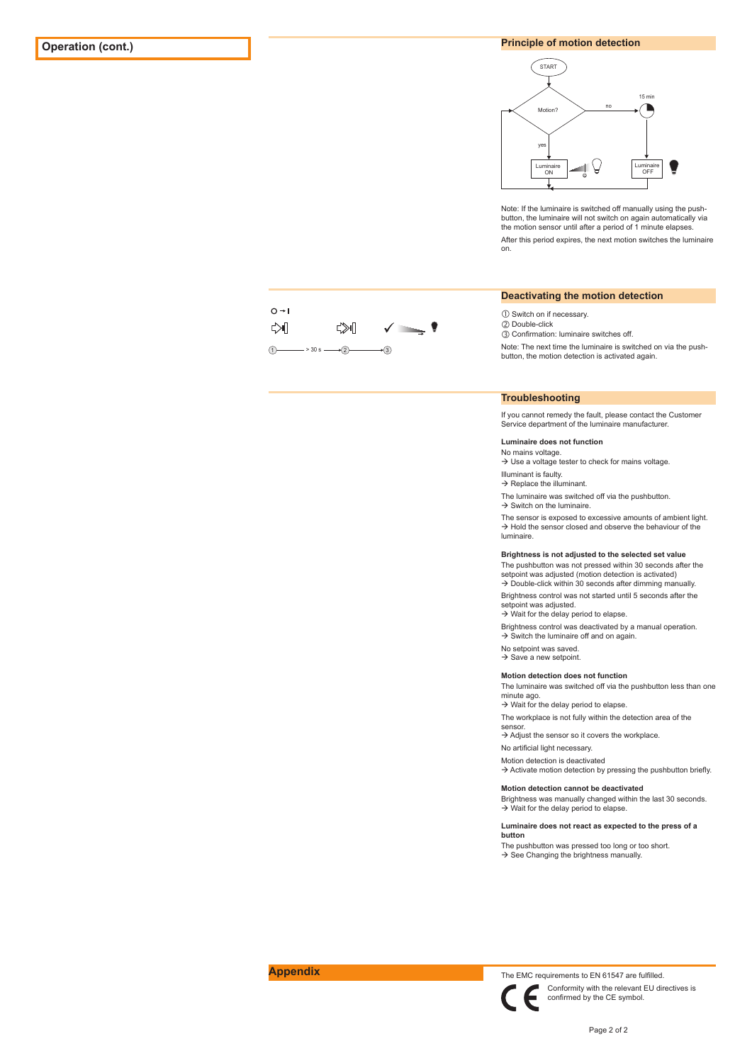## Operation (cont.)

### Principle of motion detection

START

Motion?

no

15 min

yes

Luminaire ON

Luminaire OFF

Note: If the luminaire is switched off manually using the push-button, the luminaire will not switch on again automatically via the motion sensor until after a period of 1 minute elapses.

After this period expires, the next motion switches the luminaire on.

### Deactivating the motion detection

① > 30 s ② ③

① Switch on if necessary.
② Double-click
③ Confirmation: luminaire switches off.

Note: The next time the luminaire is switched on via the push-button, the motion detection is activated again.

### Troubleshooting

If you cannot remedy the fault, please contact the Customer Service department of the luminaire manufacturer.

**Luminaire does not function**

No mains voltage.
→ Use a voltage tester to check for mains voltage.

Illuminant is faulty.
→ Replace the illuminant.

The luminaire was switched off via the pushbutton.
→ Switch on the luminaire.

The sensor is exposed to excessive amounts of ambient light.
→ Hold the sensor closed and observe the behaviour of the luminaire.

**Brightness is not adjusted to the selected set value**

The pushbutton was not pressed within 30 seconds after the setpoint was adjusted (motion detection is activated)
→ Double-click within 30 seconds after dimming manually.

Brightness control was not started until 5 seconds after the setpoint was adjusted.
→ Wait for the delay period to elapse.

Brightness control was deactivated by a manual operation.
→ Switch the luminaire off and on again.

No setpoint was saved.
→ Save a new setpoint.

**Motion detection does not function**

The luminaire was switched off via the pushbutton less than one minute ago.
→ Wait for the delay period to elapse.

The workplace is not fully within the detection area of the sensor.
→ Adjust the sensor so it covers the workplace.

No artificial light necessary.

Motion detection is deactivated
→ Activate motion detection by pressing the pushbutton briefly.

**Motion detection cannot be deactivated**

Brightness was manually changed within the last 30 seconds.
→ Wait for the delay period to elapse.

**Luminaire does not react as expected to the press of a button**

The pushbutton was pressed too long or too short.
→ See Changing the brightness manually.

## Appendix

The EMC requirements to EN 61547 are fulfilled.

Conformity with the relevant EU directives is confirmed by the CE symbol.